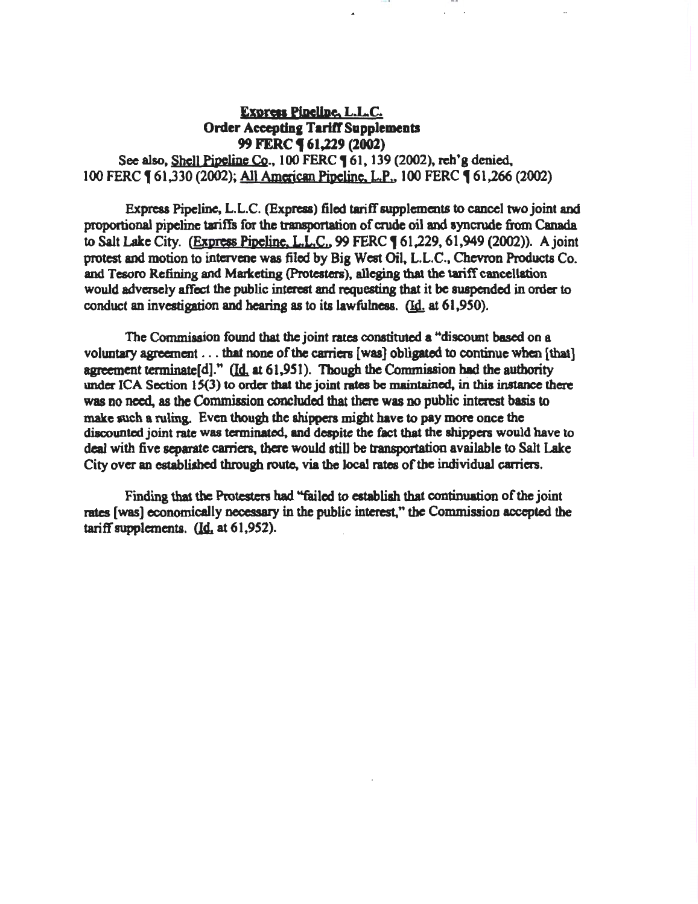# Express Pipeline, L.L.C.
## Order Accepting Tariff Supplements
## 99 FERC ¶ 61,229 (2002)

See also, Shell Pipeline Co., 100 FERC ¶ 61, 139 (2002), reh'g denied, 100 FERC ¶ 61,330 (2002); All American Pipeline, L.P., 100 FERC ¶ 61,266 (2002)

Express Pipeline, L.L.C. (Express) filed tariff supplements to cancel two joint and proportional pipeline tariffs for the transportation of crude oil and syncrude from Canada to Salt Lake City. (Express Pipeline, L.L.C., 99 FERC ¶ 61,229, 61,949 (2002)). A joint protest and motion to intervene was filed by Big West Oil, L.L.C., Chevron Products Co. and Tesoro Refining and Marketing (Protesters), alleging that the tariff cancellation would adversely affect the public interest and requesting that it be suspended in order to conduct an investigation and hearing as to its lawfulness. (Id. at 61,950).

The Commission found that the joint rates constituted a "discount based on a voluntary agreement . . . that none of the carriers [was] obligated to continue when [that] agreement terminate[d]." (Id. at 61,951). Though the Commission had the authority under ICA Section 15(3) to order that the joint rates be maintained, in this instance there was no need, as the Commission concluded that there was no public interest basis to make such a ruling. Even though the shippers might have to pay more once the discounted joint rate was terminated, and despite the fact that the shippers would have to deal with five separate carriers, there would still be transportation available to Salt Lake City over an established through route, via the local rates of the individual carriers.

Finding that the Protesters had "failed to establish that continuation of the joint rates [was] economically necessary in the public interest," the Commission accepted the tariff supplements. (Id. at 61,952).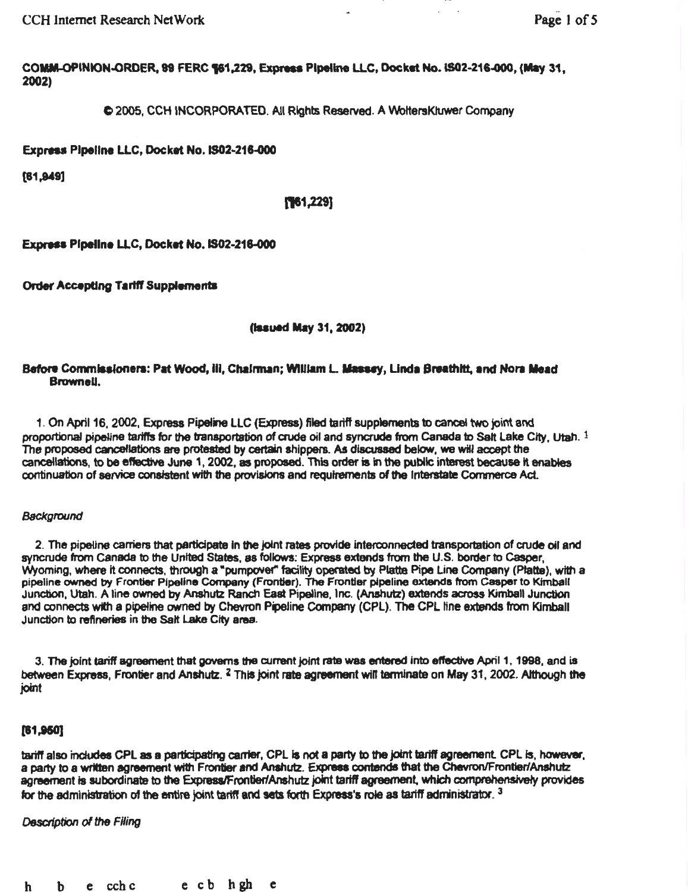**COMM-OPINION-ORDER, 99 FERC ¶61,229, Express Pipeline LLC, Docket No. IS02-216-000, (May 31, 2002)**

© 2005, CCH INCORPORATED. All Rights Reserved. A WoltersKluwer Company

**Express Pipeline LLC, Docket No. IS02-216-000**

**[61,949]**

**[¶61,229]**

**Express Pipeline LLC, Docket No. IS02-216-000**

**Order Accepting Tariff Supplements**

**(Issued May 31, 2002)**

**Before Commissioners: Pat Wood, III, Chairman; William L. Massey, Linda Breathitt, and Nora Mead Brownell.**

1. On April 16, 2002, Express Pipeline LLC (Express) filed tariff supplements to cancel two joint and proportional pipeline tariffs for the transportation of crude oil and syncrude from Canada to Salt Lake City, Utah. [1] The proposed cancellations are protested by certain shippers. As discussed below, we will accept the cancellations, to be effective June 1, 2002, as proposed. This order is in the public interest because it enables continuation of service consistent with the provisions and requirements of the Interstate Commerce Act.

*Background*

2. The pipeline carriers that participate in the joint rates provide interconnected transportation of crude oil and syncrude from Canada to the United States, as follows: Express extends from the U.S. border to Casper, Wyoming, where it connects, through a "pumpover" facility operated by Platte Pipe Line Company (Platte), with a pipeline owned by Frontier Pipeline Company (Frontier). The Frontier pipeline extends from Casper to Kimball Junction, Utah. A line owned by Anshutz Ranch East Pipeline, Inc. (Anshutz) extends across Kimball Junction and connects with a pipeline owned by Chevron Pipeline Company (CPL). The CPL line extends from Kimball Junction to refineries in the Salt Lake City area.

3. The joint tariff agreement that governs the current joint rate was entered into effective April 1, 1998, and is between Express, Frontier and Anshutz. [2] This joint rate agreement will terminate on May 31, 2002. Although the joint

**[61,950]**

tariff also includes CPL as a participating carrier, CPL is not a party to the joint tariff agreement. CPL is, however, a party to a written agreement with Frontier and Anshutz. Express contends that the Chevron/Frontier/Anshutz agreement is subordinate to the Express/Frontier/Anshutz joint tariff agreement, which comprehensively provides for the administration of the entire joint tariff and sets forth Express's role as tariff administrator. [3]

*Description of the Filing*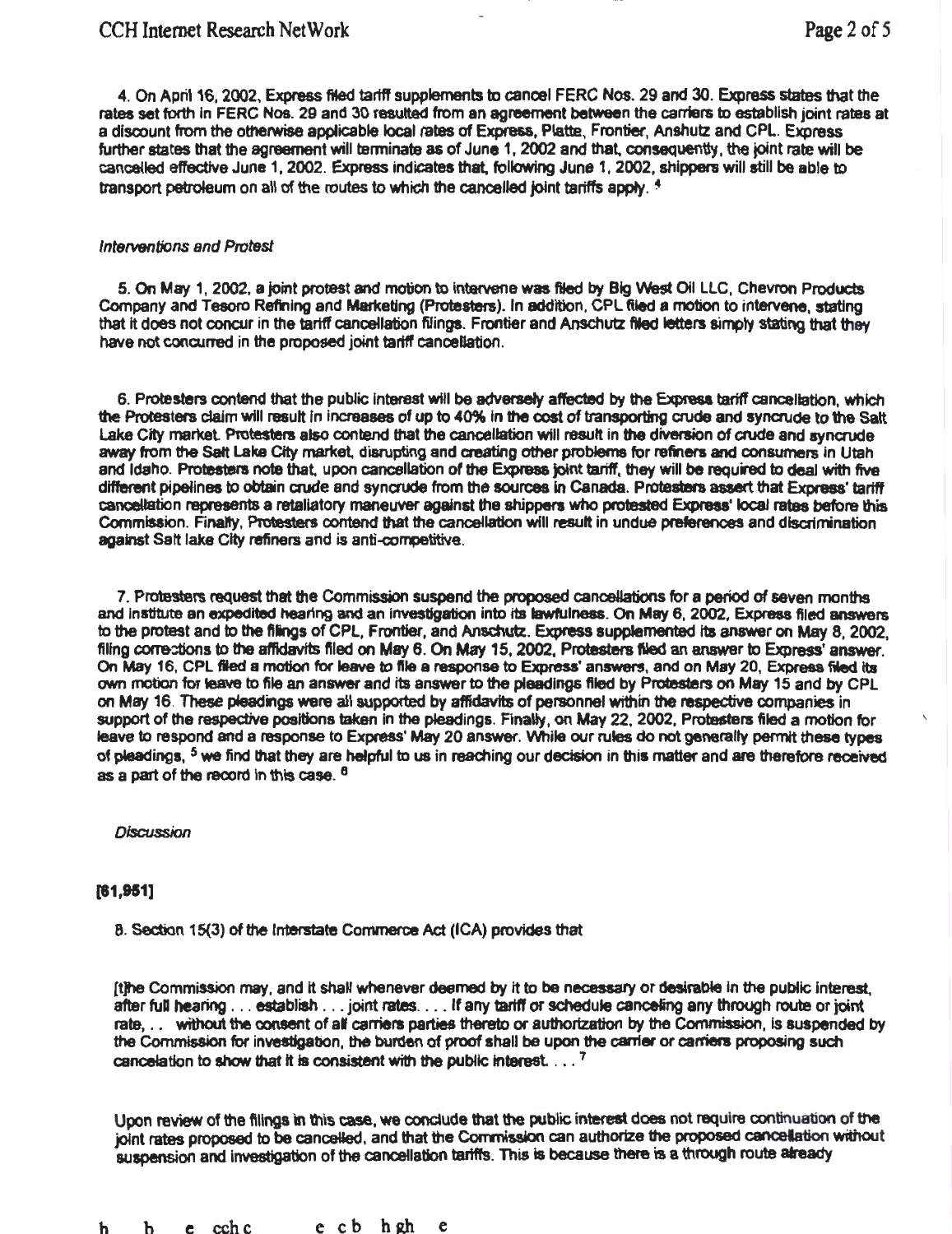4. On April 16, 2002, Express filed tariff supplements to cancel FERC Nos. 29 and 30. Express states that the rates set forth in FERC Nos. 29 and 30 resulted from an agreement between the carriers to establish joint rates at a discount from the otherwise applicable local rates of Express, Platte, Frontier, Anshutz and CPL. Express further states that the agreement will terminate as of June 1, 2002 and that, consequently, the joint rate will be cancelled effective June 1, 2002. Express indicates that, following June 1, 2002, shippers will still be able to transport petroleum on all of the routes to which the cancelled joint tariffs apply. [4]

*Interventions and Protest*

5. On May 1, 2002, a joint protest and motion to intervene was filed by Big West Oil LLC, Chevron Products Company and Tesoro Refining and Marketing (Protesters). In addition, CPL filed a motion to intervene, stating that it does not concur in the tariff cancellation filings. Frontier and Anschutz filed letters simply stating that they have not concurred in the proposed joint tariff cancellation.

6. Protesters contend that the public interest will be adversely affected by the Express tariff cancellation, which the Protesters claim will result in increases of up to 40% in the cost of transporting crude and syncrude to the Salt Lake City market. Protesters also contend that the cancellation will result in the diversion of crude and syncrude away from the Salt Lake City market, disrupting and creating other problems for refiners and consumers in Utah and Idaho. Protesters note that, upon cancellation of the Express joint tariff, they will be required to deal with five different pipelines to obtain crude and syncrude from the sources in Canada. Protesters assert that Express' tariff cancellation represents a retaliatory maneuver against the shippers who protested Express' local rates before this Commission. Finally, Protesters contend that the cancellation will result in undue preferences and discrimination against Salt lake City refiners and is anti-competitive.

7. Protesters request that the Commission suspend the proposed cancellations for a period of seven months and institute an expedited hearing and an investigation into its lawfulness. On May 6, 2002, Express filed answers to the protest and to the filings of CPL, Frontier, and Anschutz. Express supplemented its answer on May 8, 2002, filing corrections to the affidavits filed on May 6. On May 15, 2002, Protesters filed an answer to Express' answer. On May 16, CPL filed a motion for leave to file a response to Express' answers, and on May 20, Express filed its own motion for leave to file an answer and its answer to the pleadings filed by Protesters on May 15 and by CPL on May 16. These pleadings were all supported by affidavits of personnel within the respective companies in support of the respective positions taken in the pleadings. Finally, on May 22, 2002, Protesters filed a motion for leave to respond and a response to Express' May 20 answer. While our rules do not generally permit these types of pleadings, [5] we find that they are helpful to us in reaching our decision in this matter and are therefore received as a part of the record in this case. [6]

*Discussion*

**[61,951]**

8. Section 15(3) of the Interstate Commerce Act (ICA) provides that

[t]he Commission may, and it shall whenever deemed by it to be necessary or desirable in the public interest, after full hearing . . . establish . . . joint rates. . . . If any tariff or schedule canceling any through route or joint rate, . . without the consent of all carriers parties thereto or authorization by the Commission, is suspended by the Commission for investigation, the burden of proof shall be upon the carrier or carriers proposing such cancelation to show that it is consistent with the public interest. . . . [7]

Upon review of the filings in this case, we conclude that the public interest does not require continuation of the joint rates proposed to be cancelled, and that the Commission can authorize the proposed cancellation without suspension and investigation of the cancellation tariffs. This is because there is a through route already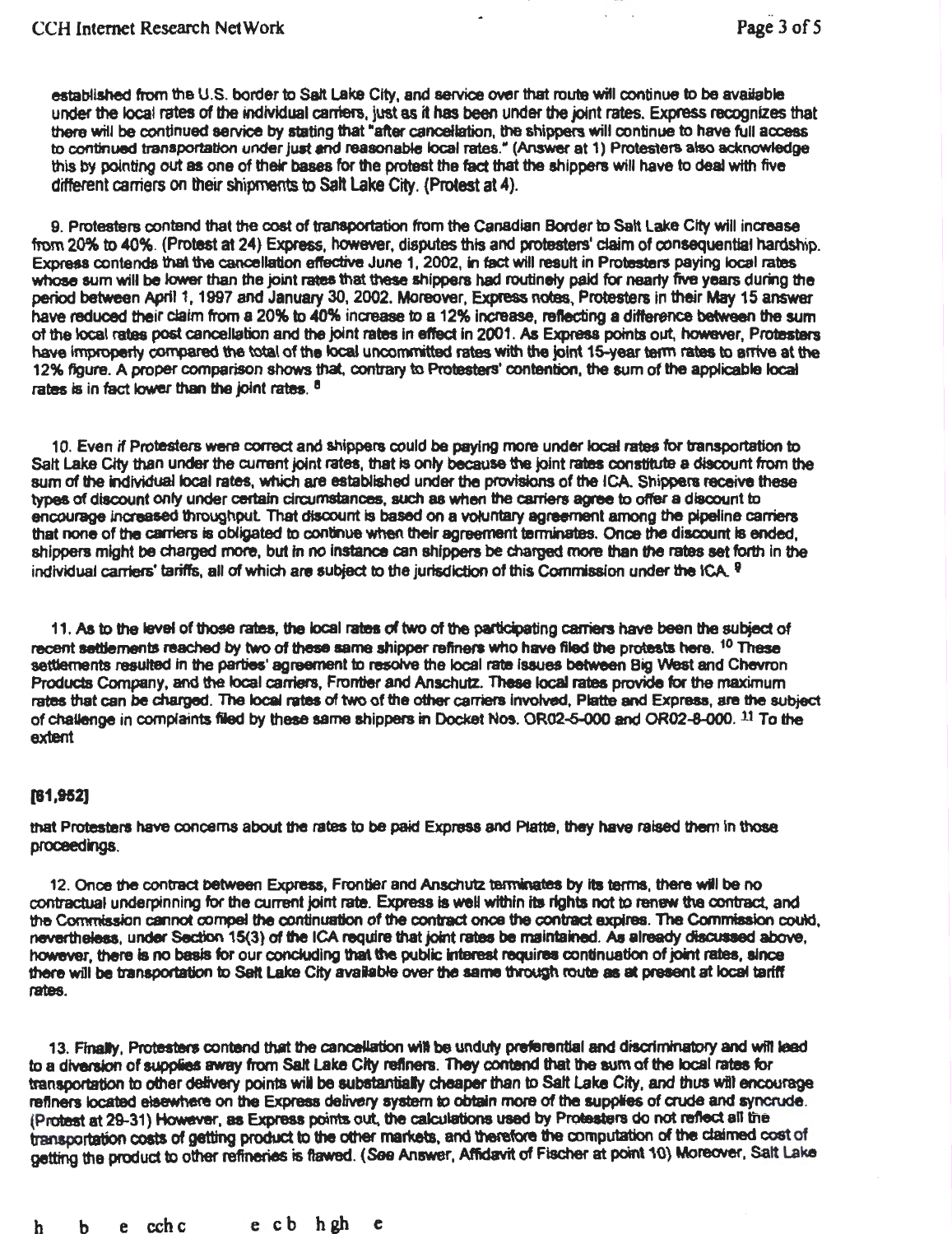established from the U.S. border to Salt Lake City, and service over that route will continue to be available under the local rates of the individual carriers, just as it has been under the joint rates. Express recognizes that there will be continued service by stating that "after cancellation, the shippers will continue to have full access to continued transportation under just and reasonable local rates." (Answer at 1) Protesters also acknowledge this by pointing out as one of their bases for the protest the fact that the shippers will have to deal with five different carriers on their shipments to Salt Lake City. (Protest at 4).

9. Protesters contend that the cost of transportation from the Canadian Border to Salt Lake City will increase from 20% to 40%. (Protest at 24) Express, however, disputes this and protesters' claim of consequential hardship. Express contends that the cancellation effective June 1, 2002, in fact will result in Protesters paying local rates whose sum will be lower than the joint rates that these shippers had routinely paid for nearly five years during the period between April 1, 1997 and January 30, 2002. Moreover, Express notes, Protesters in their May 15 answer have reduced their claim from a 20% to 40% increase to a 12% increase, reflecting a difference between the sum of the local rates post cancellation and the joint rates in effect in 2001. As Express points out, however, Protesters have improperly compared the total of the local uncommitted rates with the joint 15-year term rates to arrive at the 12% figure. A proper comparison shows that, contrary to Protesters' contention, the sum of the applicable local rates is in fact lower than the joint rates. [8]

10. Even if Protesters were correct and shippers could be paying more under local rates for transportation to Salt Lake City than under the current joint rates, that is only because the joint rates constitute a discount from the sum of the individual local rates, which are established under the provisions of the ICA. Shippers receive these types of discount only under certain circumstances, such as when the carriers agree to offer a discount to encourage increased throughput. That discount is based on a voluntary agreement among the pipeline carriers that none of the carriers is obligated to continue when their agreement terminates. Once the discount is ended, shippers might be charged more, but in no instance can shippers be charged more than the rates set forth in the individual carriers' tariffs, all of which are subject to the jurisdiction of this Commission under the ICA. [9]

11. As to the level of those rates, the local rates of two of the participating carriers have been the subject of recent settlements reached by two of these same shipper refiners who have filed the protests here. [10] These settlements resulted in the parties' agreement to resolve the local rate issues between Big West and Chevron Products Company, and the local carriers, Frontier and Anschutz. These local rates provide for the maximum rates that can be charged. The local rates of two of the other carriers involved, Platte and Express, are the subject of challenge in complaints filed by these same shippers in Docket Nos. OR02-5-000 and OR02-8-000. [11] To the extent

**[61,952]**

that Protesters have concerns about the rates to be paid Express and Platte, they have raised them in those proceedings.

12. Once the contract between Express, Frontier and Anschutz terminates by its terms, there will be no contractual underpinning for the current joint rate. Express is well within its rights not to renew the contract, and the Commission cannot compel the continuation of the contract once the contract expires. The Commission could, nevertheless, under Section 15(3) of the ICA require that joint rates be maintained. As already discussed above, however, there is no basis for our concluding that the public interest requires continuation of joint rates, since there will be transportation to Salt Lake City available over the same through route as at present at local tariff rates.

13. Finally, Protesters contend that the cancellation will be unduly preferential and discriminatory and will lead to a diversion of supplies away from Salt Lake City refiners. They contend that the sum of the local rates for transportation to other delivery points will be substantially cheaper than to Salt Lake City, and thus will encourage refiners located elsewhere on the Express delivery system to obtain more of the supplies of crude and syncrude. (Protest at 29-31) However, as Express points out, the calculations used by Protesters do not reflect all the transportation costs of getting product to the other markets, and therefore the computation of the claimed cost of getting the product to other refineries is flawed. (*See* Answer, Affidavit of Fischer at point 10) Moreover, Salt Lake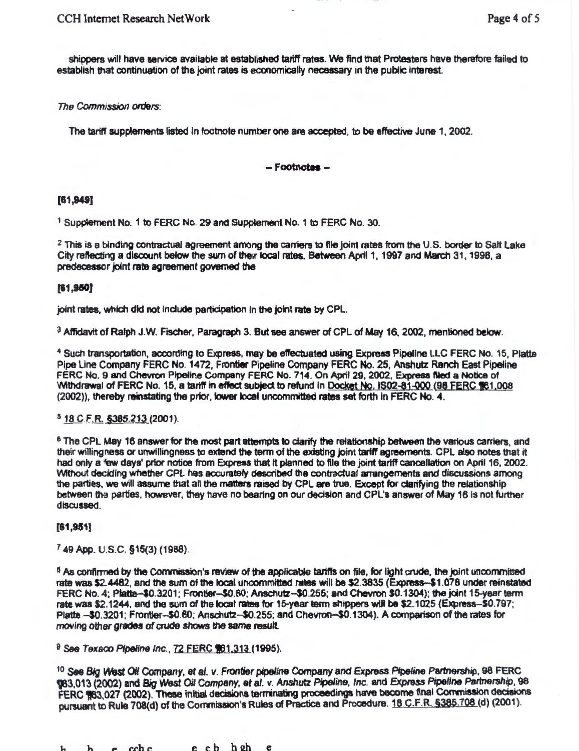shippers will have service available at established tariff rates. We find that Protesters have therefore failed to establish that continuation of the joint rates is economically necessary in the public interest.

*The Commission orders*:

The tariff supplements listed in footnote number one are accepted, to be effective June 1, 2002.

**– Footnotes –**

**[61,949]**

[1] Supplement No. 1 to FERC No. 29 and Supplement No. 1 to FERC No. 30.

[2] This is a binding contractual agreement among the carriers to file joint rates from the U.S. border to Salt Lake City reflecting a discount below the sum of their local rates. Between April 1, 1997 and March 31, 1998, a predecessor joint rate agreement governed the

**[61,950]**

joint rates, which did not include participation in the joint rate by CPL.

[3] Affidavit of Ralph J.W. Fischer, Paragraph 3. But see answer of CPL of May 16, 2002, mentioned below.

[4] Such transportation, according to Express, may be effectuated using Express Pipeline LLC FERC No. 15, Platte Pipe Line Company FERC No. 1472, Frontier Pipeline Company FERC No. 25, Anshutz Ranch East Pipeline FERC No. 9 and Chevron Pipeline Company FERC No. 714. On April 29, 2002, Express filed a Notice of Withdrawal of FERC No. 15, a tariff in effect subject to refund in Docket No. IS02-81-000 (98 FERC ¶61,008 (2002)), thereby reinstating the prior, lower local uncommitted rates set forth in FERC No. 4.

[5] 18 C.F.R. §385.213 (2001).

[6] The CPL May 16 answer for the most part attempts to clarify the relationship between the various carriers, and their willingness or unwillingness to extend the term of the existing joint tariff agreements. CPL also notes that it had only a 'few days' prior notice from Express that it planned to file the joint tariff cancellation on April 16, 2002. Without deciding whether CPL has accurately described the contractual arrangements and discussions among the parties, we will assume that all the matters raised by CPL are true. Except for clarifying the relationship between the parties, however, they have no bearing on our decision and CPL's answer of May 16 is not further discussed.

**[61,951]**

[7] 49 App. U.S.C. §15(3) (1988).

[8] As confirmed by the Commission's review of the applicable tariffs on file, for light crude, the joint uncommitted rate was $2.4482, and the sum of the local uncommitted rates will be $2.3835 (Express–$1.078 under reinstated FERC No. 4; Platte–$0.3201; Frontier–$0.60; Anschutz–$0.255; and Chevron $0.1304); the joint 15-year term rate was $2.1244, and the sum of the local rates for 15-year term shippers will be $2.1025 (Express–$0.797; Platte –$0.3201; Frontier–$0.60; Anschutz–$0.255; and Chevron–$0.1304). A comparison of the rates for moving other grades of crude shows the same result.

[9] *See Texaco Pipeline Inc.*, 72 FERC ¶61,313 (1995).

[10] *See Big West Oil Company, et al. v. Frontier pipeline Company and Express Pipeline Partnership*, 98 FERC ¶63,013 (2002) and *Big West Oil Company, et al. v. Anshutz Pipeline, Inc. and Express Pipeline Partnership*, 98 FERC ¶63,027 (2002). These initial decisions terminating proceedings have become final Commission decisions pursuant to Rule 708(d) of the Commission's Rules of Practice and Procedure. 18 C.F.R. §385.708 (d) (2001).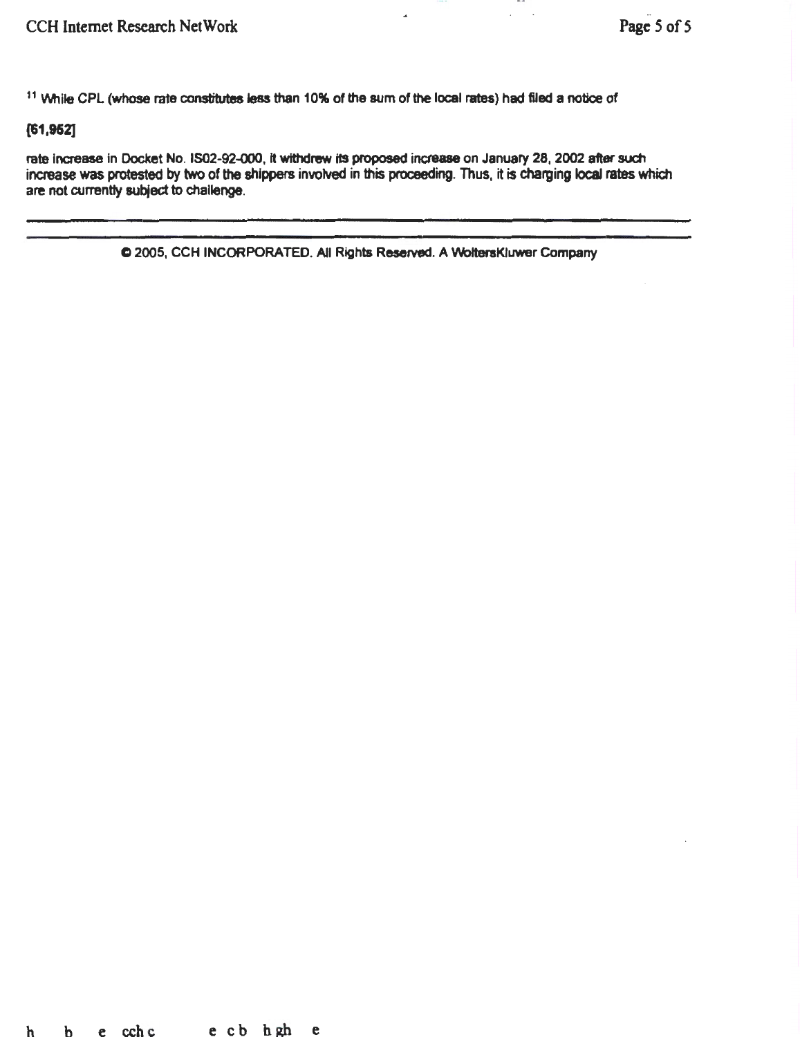[11] While CPL (whose rate constitutes less than 10% of the sum of the local rates) had filed a notice of

[61,952]

rate increase in Docket No. IS02-92-000, it withdrew its proposed increase on January 28, 2002 after such increase was protested by two of the shippers involved in this proceeding. Thus, it is charging local rates which are not currently subject to challenge.

---

© 2005, CCH INCORPORATED. All Rights Reserved. A WoltersKluwer Company